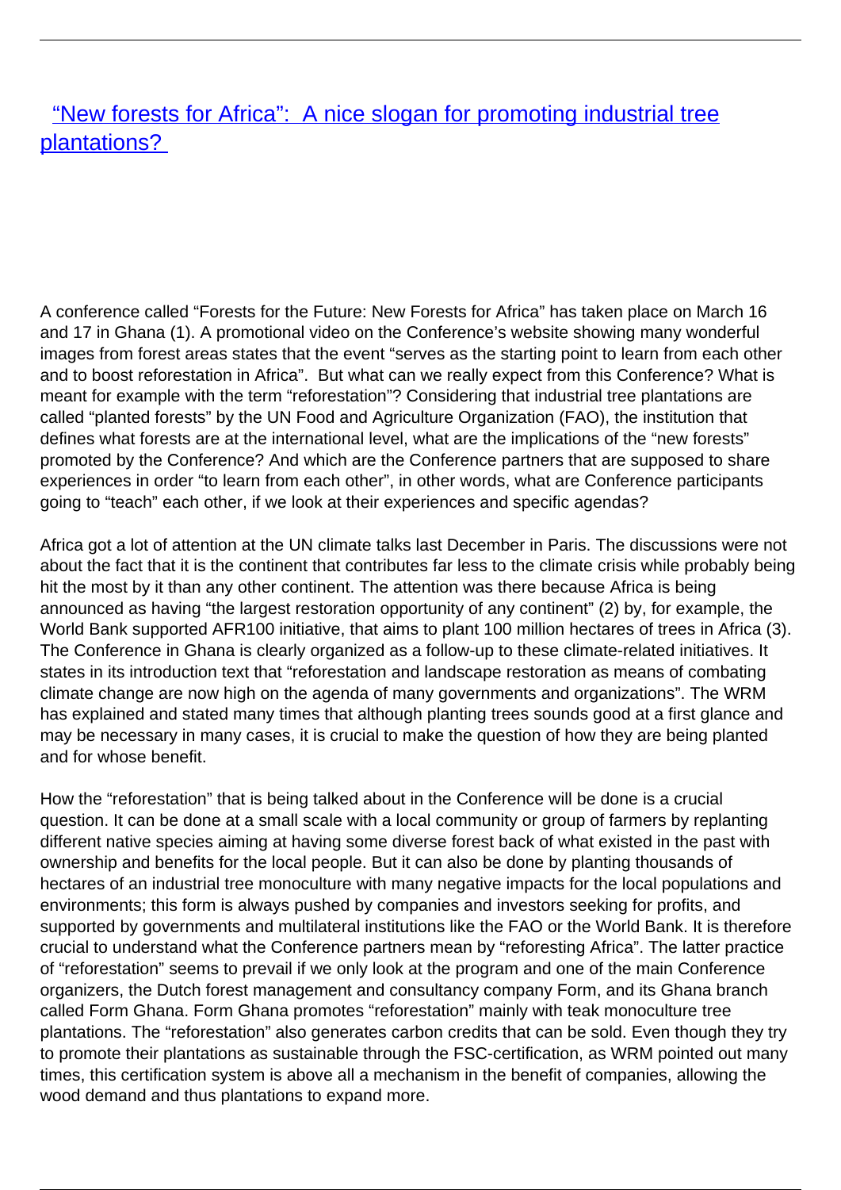# "New forests for Africa": A nice slogan for promoting industrial tree plantations?

A conference called "Forests for the Future: New Forests for Africa" has taken place on March 16 and 17 in Ghana (1). A promotional video on the Conference's website showing many wonderful images from forest areas states that the event "serves as the starting point to learn from each other and to boost reforestation in Africa". But what can we really expect from this Conference? What is meant for example with the term "reforestation"? Considering that industrial tree plantations are called "planted forests" by the UN Food and Agriculture Organization (FAO), the institution that defines what forests are at the international level, what are the implications of the "new forests" promoted by the Conference? And which are the Conference partners that are supposed to share experiences in order "to learn from each other", in other words, what are Conference participants going to "teach" each other, if we look at their experiences and specific agendas?

Africa got a lot of attention at the UN climate talks last December in Paris. The discussions were not about the fact that it is the continent that contributes far less to the climate crisis while probably being hit the most by it than any other continent. The attention was there because Africa is being announced as having "the largest restoration opportunity of any continent" (2) by, for example, the World Bank supported AFR100 initiative, that aims to plant 100 million hectares of trees in Africa (3). The Conference in Ghana is clearly organized as a follow-up to these climate-related initiatives. It states in its introduction text that "reforestation and landscape restoration as means of combating climate change are now high on the agenda of many governments and organizations". The WRM has explained and stated many times that although planting trees sounds good at a first glance and may be necessary in many cases, it is crucial to make the question of how they are being planted and for whose benefit.

How the "reforestation" that is being talked about in the Conference will be done is a crucial question. It can be done at a small scale with a local community or group of farmers by replanting different native species aiming at having some diverse forest back of what existed in the past with ownership and benefits for the local people. But it can also be done by planting thousands of hectares of an industrial tree monoculture with many negative impacts for the local populations and environments; this form is always pushed by companies and investors seeking for profits, and supported by governments and multilateral institutions like the FAO or the World Bank. It is therefore crucial to understand what the Conference partners mean by "reforesting Africa". The latter practice of "reforestation" seems to prevail if we only look at the program and one of the main Conference organizers, the Dutch forest management and consultancy company Form, and its Ghana branch called Form Ghana. Form Ghana promotes "reforestation" mainly with teak monoculture tree plantations. The "reforestation" also generates carbon credits that can be sold. Even though they try to promote their plantations as sustainable through the FSC-certification, as WRM pointed out many times, this certification system is above all a mechanism in the benefit of companies, allowing the wood demand and thus plantations to expand more.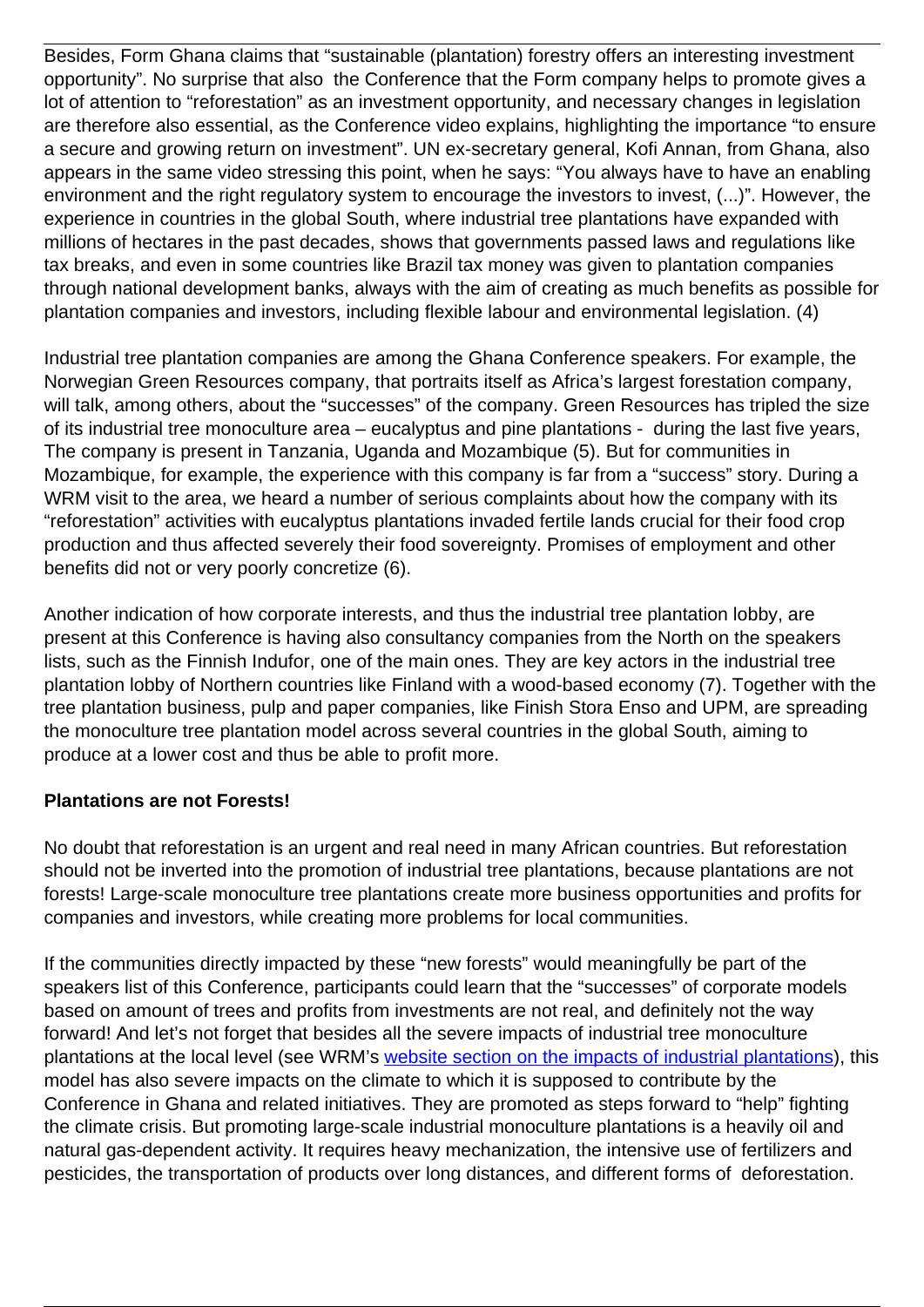Besides, Form Ghana claims that "sustainable (plantation) forestry offers an interesting investment opportunity". No surprise that also the Conference that the Form company helps to promote gives a lot of attention to "reforestation" as an investment opportunity, and necessary changes in legislation are therefore also essential, as the Conference video explains, highlighting the importance "to ensure a secure and growing return on investment". UN ex-secretary general, Kofi Annan, from Ghana, also appears in the same video stressing this point, when he says: "You always have to have an enabling environment and the right regulatory system to encourage the investors to invest, (...)". However, the experience in countries in the global South, where industrial tree plantations have expanded with millions of hectares in the past decades, shows that governments passed laws and regulations like tax breaks, and even in some countries like Brazil tax money was given to plantation companies through national development banks, always with the aim of creating as much benefits as possible for plantation companies and investors, including flexible labour and environmental legislation. (4)

Industrial tree plantation companies are among the Ghana Conference speakers. For example, the Norwegian Green Resources company, that portraits itself as Africa's largest forestation company, will talk, among others, about the "successes" of the company. Green Resources has tripled the size of its industrial tree monoculture area – eucalyptus and pine plantations - during the last five years, The company is present in Tanzania, Uganda and Mozambique (5). But for communities in Mozambique, for example, the experience with this company is far from a "success" story. During a WRM visit to the area, we heard a number of serious complaints about how the company with its "reforestation" activities with eucalyptus plantations invaded fertile lands crucial for their food crop production and thus affected severely their food sovereignty. Promises of employment and other benefits did not or very poorly concretize (6).

Another indication of how corporate interests, and thus the industrial tree plantation lobby, are present at this Conference is having also consultancy companies from the North on the speakers lists, such as the Finnish Indufor, one of the main ones. They are key actors in the industrial tree plantation lobby of Northern countries like Finland with a wood-based economy (7). Together with the tree plantation business, pulp and paper companies, like Finish Stora Enso and UPM, are spreading the monoculture tree plantation model across several countries in the global South, aiming to produce at a lower cost and thus be able to profit more.

**Plantations are not Forests!**

No doubt that reforestation is an urgent and real need in many African countries. But reforestation should not be inverted into the promotion of industrial tree plantations, because plantations are not forests! Large-scale monoculture tree plantations create more business opportunities and profits for companies and investors, while creating more problems for local communities.

If the communities directly impacted by these "new forests" would meaningfully be part of the speakers list of this Conference, participants could learn that the "successes" of corporate models based on amount of trees and profits from investments are not real, and definitely not the way forward! And let's not forget that besides all the severe impacts of industrial tree monoculture plantations at the local level (see WRM's website section on the impacts of industrial plantations), this model has also severe impacts on the climate to which it is supposed to contribute by the Conference in Ghana and related initiatives. They are promoted as steps forward to "help" fighting the climate crisis. But promoting large-scale industrial monoculture plantations is a heavily oil and natural gas-dependent activity. It requires heavy mechanization, the intensive use of fertilizers and pesticides, the transportation of products over long distances, and different forms of deforestation.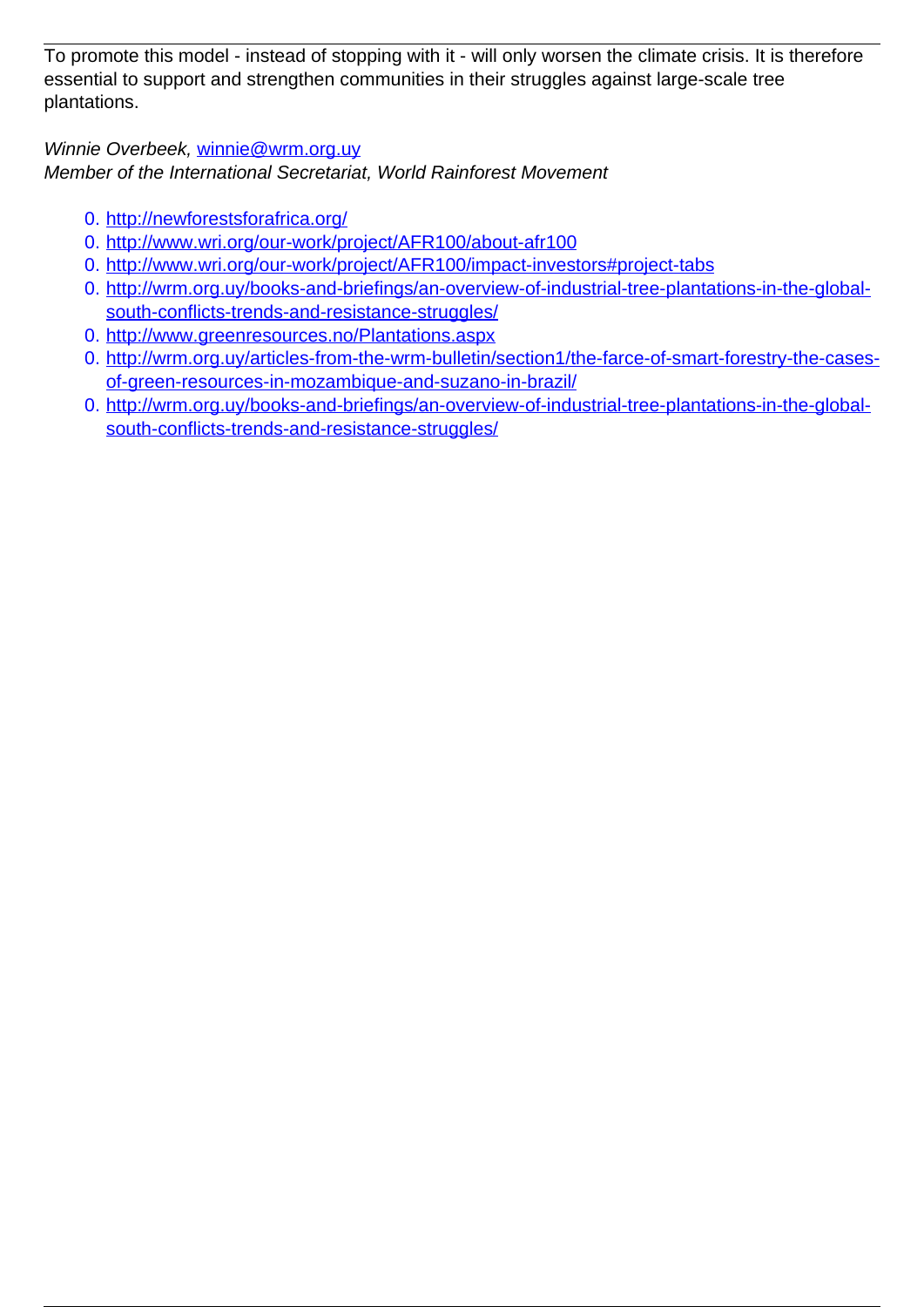To promote this model - instead of stopping with it - will only worsen the climate crisis. It is therefore essential to support and strengthen communities in their struggles against large-scale tree plantations.

*Winnie Overbeek, winnie@wrm.org.uy*
*Member of the International Secretariat, World Rainforest Movement*

0. http://newforestsforafrica.org/
0. http://www.wri.org/our-work/project/AFR100/about-afr100
0. http://www.wri.org/our-work/project/AFR100/impact-investors#project-tabs
0. http://wrm.org.uy/books-and-briefings/an-overview-of-industrial-tree-plantations-in-the-global-south-conflicts-trends-and-resistance-struggles/
0. http://www.greenresources.no/Plantations.aspx
0. http://wrm.org.uy/articles-from-the-wrm-bulletin/section1/the-farce-of-smart-forestry-the-cases-of-green-resources-in-mozambique-and-suzano-in-brazil/
0. http://wrm.org.uy/books-and-briefings/an-overview-of-industrial-tree-plantations-in-the-global-south-conflicts-trends-and-resistance-struggles/